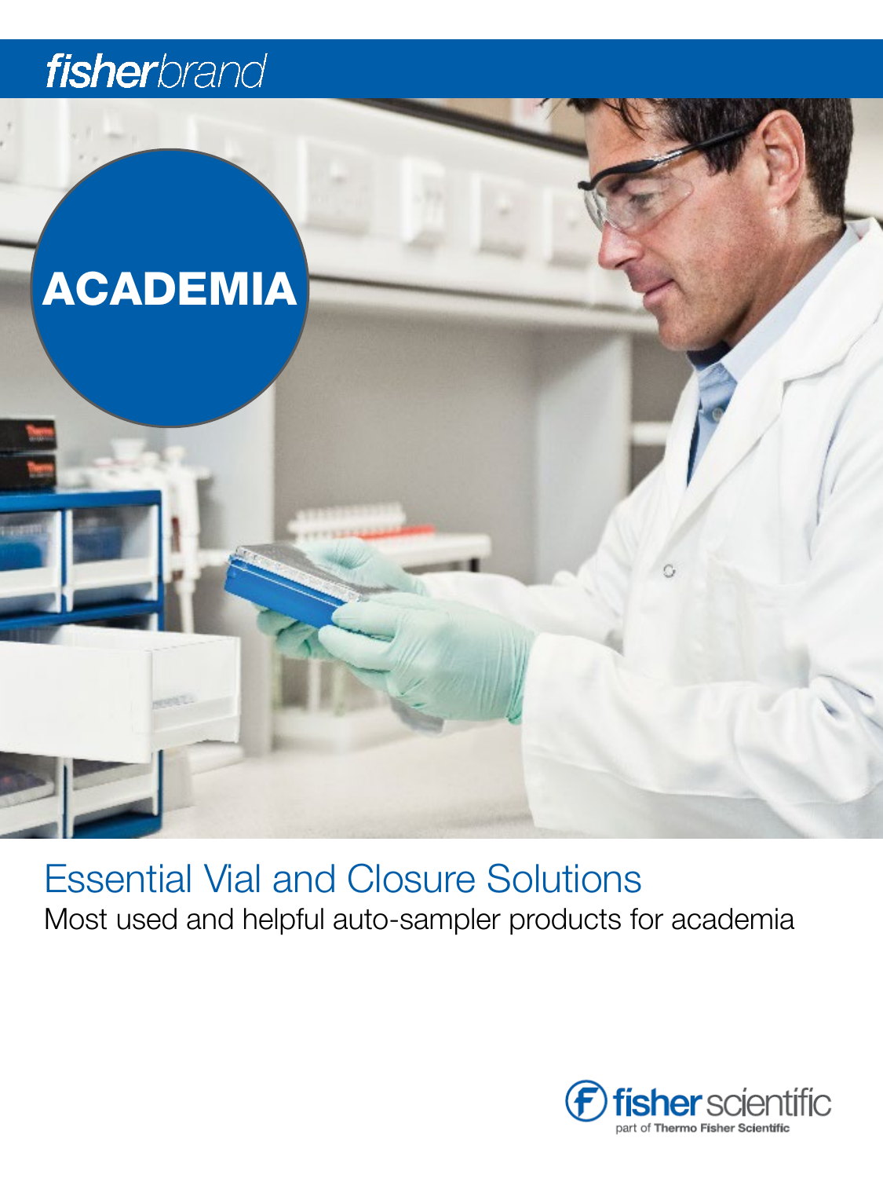fisherbrand

ACADEMIA

# Essential Vial and Closure Solutions

Most used and helpful auto-sampler products for academia

fisher scientific

part of Thermo Fisher Scientific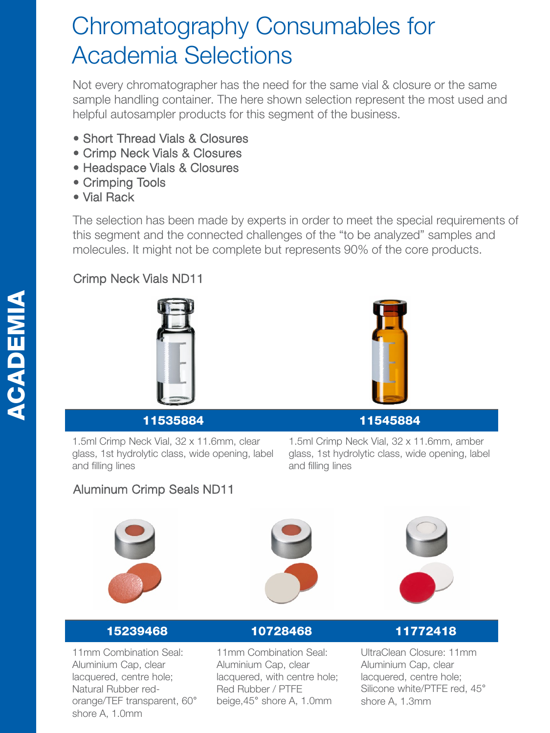# Chromatography Consumables for Academia Selections

Not every chromatographer has the need for the same vial & closure or the same sample handling container. The here shown selection represent the most used and helpful autosampler products for this segment of the business.

- Short Thread Vials & Closures
- Crimp Neck Vials & Closures
- Headspace Vials & Closures
- Crimping Tools
- Vial Rack

The selection has been made by experts in order to meet the special requirements of this segment and the connected challenges of the "to be analyzed" samples and molecules. It might not be complete but represents 90% of the core products.

## Crimp Neck Vials ND11

| 11535884 | 11545884 |
|---|---|
| 1.5ml Crimp Neck Vial, 32 x 11.6mm, clear glass, 1st hydrolytic class, wide opening, label and filling lines | 1.5ml Crimp Neck Vial, 32 x 11.6mm, amber glass, 1st hydrolytic class, wide opening, label and filling lines |

## Aluminum Crimp Seals ND11

| 15239468 | 10728468 | 11772418 |
|---|---|---|
| 11mm Combination Seal: Aluminium Cap, clear lacquered, centre hole; Natural Rubber red-orange/TEF transparent, 60° shore A, 1.0mm | 11mm Combination Seal: Aluminium Cap, clear lacquered, with centre hole; Red Rubber / PTFE beige,45° shore A, 1.0mm | UltraClean Closure: 11mm Aluminium Cap, clear lacquered, centre hole; Silicone white/PTFE red, 45° shore A, 1.3mm |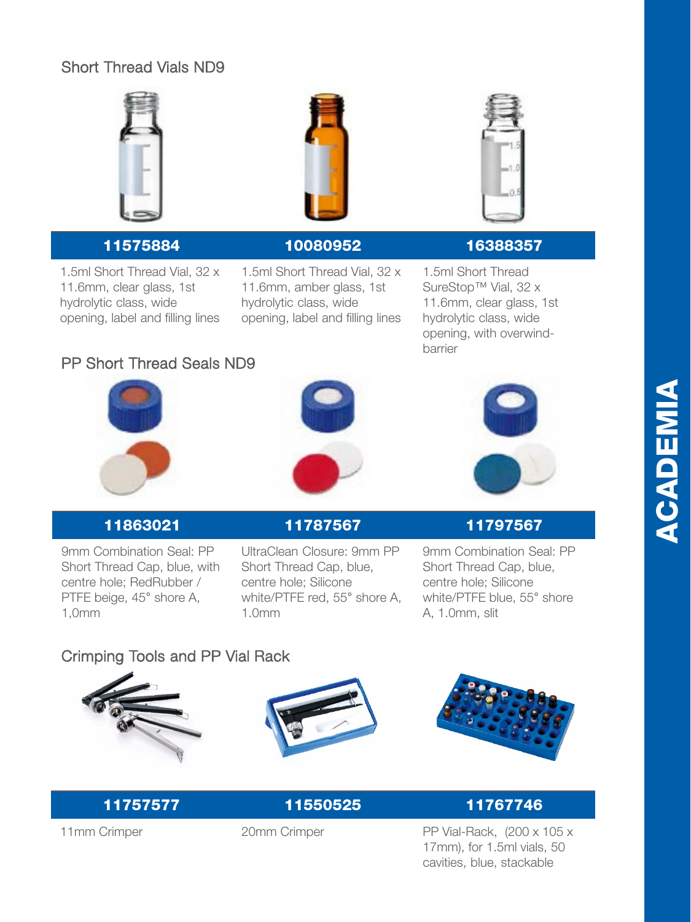## Short Thread Vials ND9

**11575884**

1.5ml Short Thread Vial, 32 x 11.6mm, clear glass, 1st hydrolytic class, wide opening, label and filling lines

**10080952**

1.5ml Short Thread Vial, 32 x 11.6mm, amber glass, 1st hydrolytic class, wide opening, label and filling lines

**16388357**

1.5ml Short Thread SureStop™ Vial, 32 x 11.6mm, clear glass, 1st hydrolytic class, wide opening, with overwind-barrier

## PP Short Thread Seals ND9

**11863021**

9mm Combination Seal: PP Short Thread Cap, blue, with centre hole; RedRubber / PTFE beige, 45° shore A, 1,0mm

**11787567**

UltraClean Closure: 9mm PP Short Thread Cap, blue, centre hole; Silicone white/PTFE red, 55° shore A, 1.0mm

**11797567**

9mm Combination Seal: PP Short Thread Cap, blue, centre hole; Silicone white/PTFE blue, 55° shore A, 1.0mm, slit

## Crimping Tools and PP Vial Rack

**11757577**

11mm Crimper

**11550525**

20mm Crimper

**11767746**

PP Vial-Rack, (200 x 105 x 17mm), for 1.5ml vials, 50 cavities, blue, stackable

ACADEMIA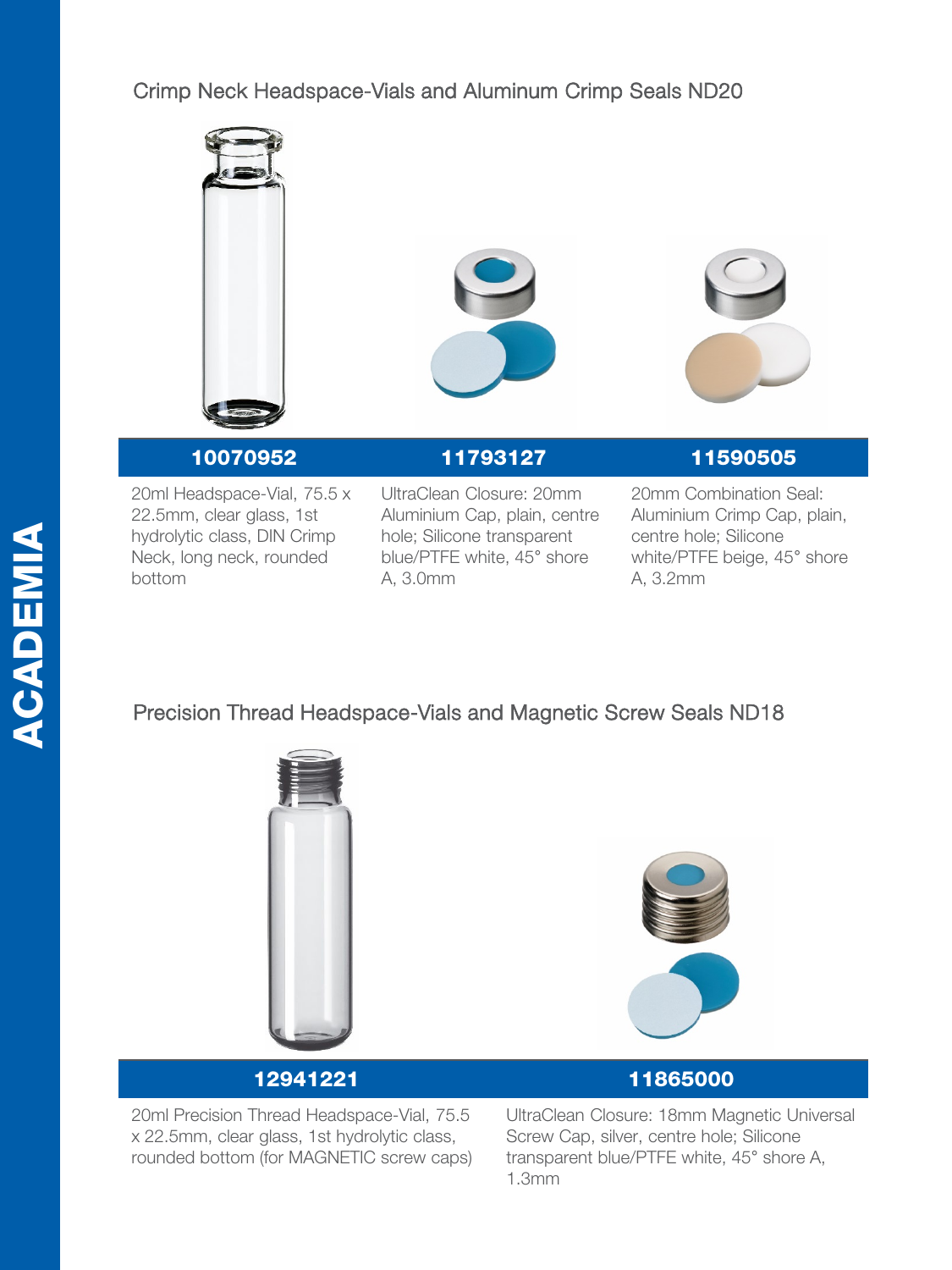## Crimp Neck Headspace-Vials and Aluminum Crimp Seals ND20

| 10070952 | 11793127 | 11590505 |
|---|---|---|
| 20ml Headspace-Vial, 75.5 x 22.5mm, clear glass, 1st hydrolytic class, DIN Crimp Neck, long neck, rounded bottom | UltraClean Closure: 20mm Aluminium Cap, plain, centre hole; Silicone transparent blue/PTFE white, 45° shore A, 3.0mm | 20mm Combination Seal: Aluminium Crimp Cap, plain, centre hole; Silicone white/PTFE beige, 45° shore A, 3.2mm |

## Precision Thread Headspace-Vials and Magnetic Screw Seals ND18

| 12941221 | 11865000 |
|---|---|
| 20ml Precision Thread Headspace-Vial, 75.5 x 22.5mm, clear glass, 1st hydrolytic class, rounded bottom (for MAGNETIC screw caps) | UltraClean Closure: 18mm Magnetic Universal Screw Cap, silver, centre hole; Silicone transparent blue/PTFE white, 45° shore A, 1.3mm |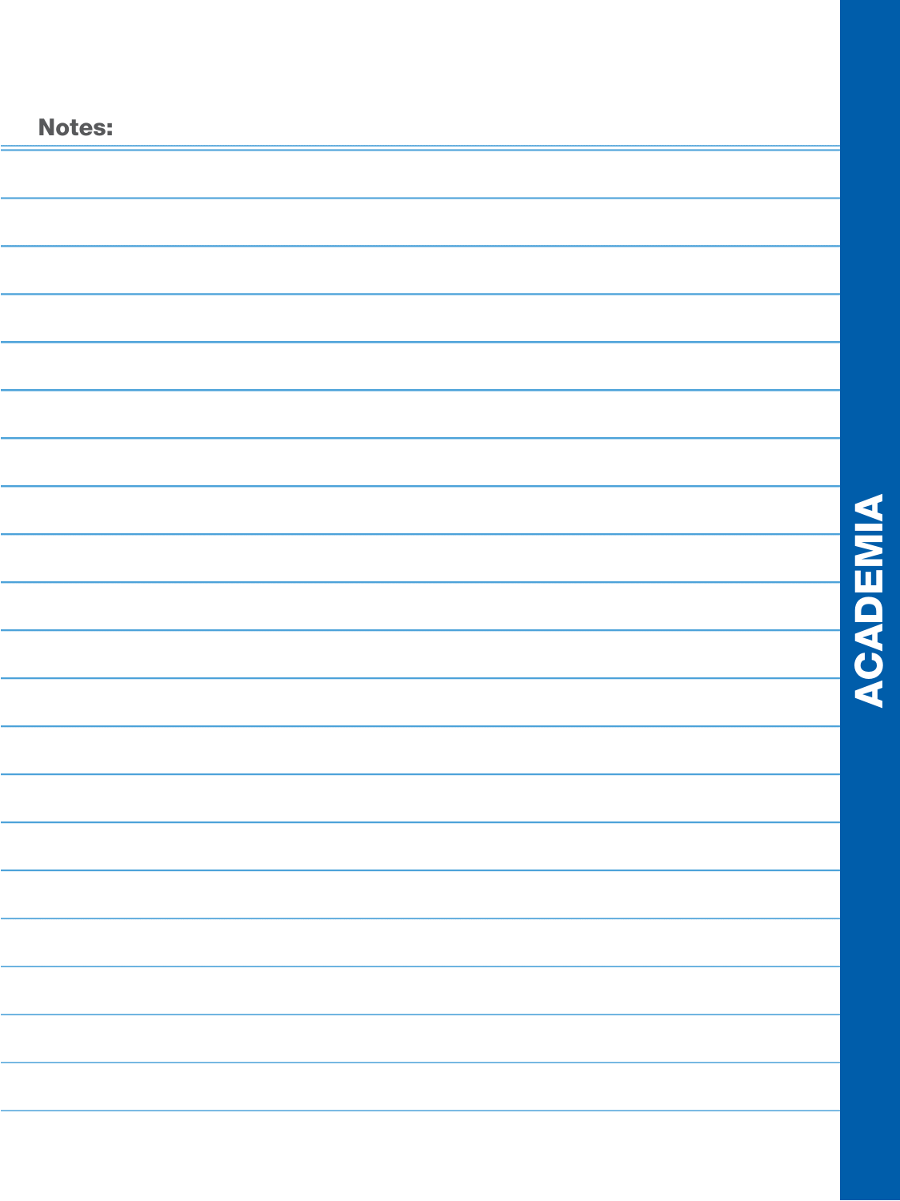**Notes:**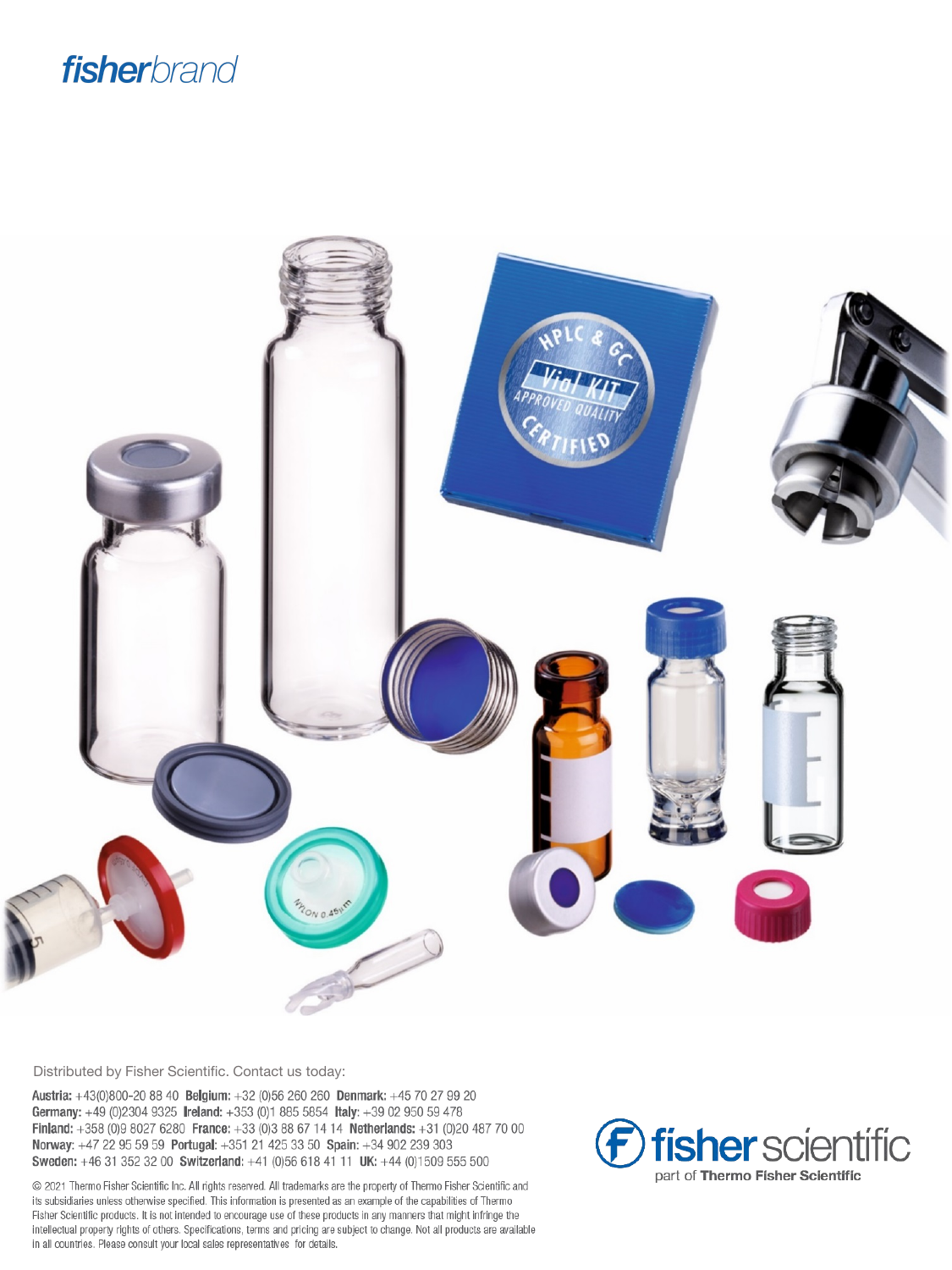fisherbrand

Distributed by Fisher Scientific. Contact us today:

**Austria:** +43(0)800-20 88 40 **Belgium:** +32 (0)56 260 260 **Denmark:** +45 70 27 99 20
**Germany:** +49 (0)2304 9325 **Ireland:** +353 (0)1 885 5854 **Italy:** +39 02 950 59 478
**Finland:** +358 (0)9 8027 6280 **France:** +33 (0)3 88 67 14 14 **Netherlands:** +31 (0)20 487 70 00
**Norway:** +47 22 95 59 59 **Portugal:** +351 21 425 33 50 **Spain:** +34 902 239 303
**Sweden:** +46 31 352 32 00 **Switzerland:** +41 (0)56 618 41 11 **UK:** +44 (0)1509 555 500

© 2021 Thermo Fisher Scientific Inc. All rights reserved. All trademarks are the property of Thermo Fisher Scientific and its subsidiaries unless otherwise specified. This information is presented as an example of the capabilities of Thermo Fisher Scientific products. It is not intended to encourage use of these products in any manners that might infringe the intellectual property rights of others. Specifications, terms and pricing are subject to change. Not all products are available in all countries. Please consult your local sales representatives for details.

fisher scientific
part of **Thermo Fisher Scientific**